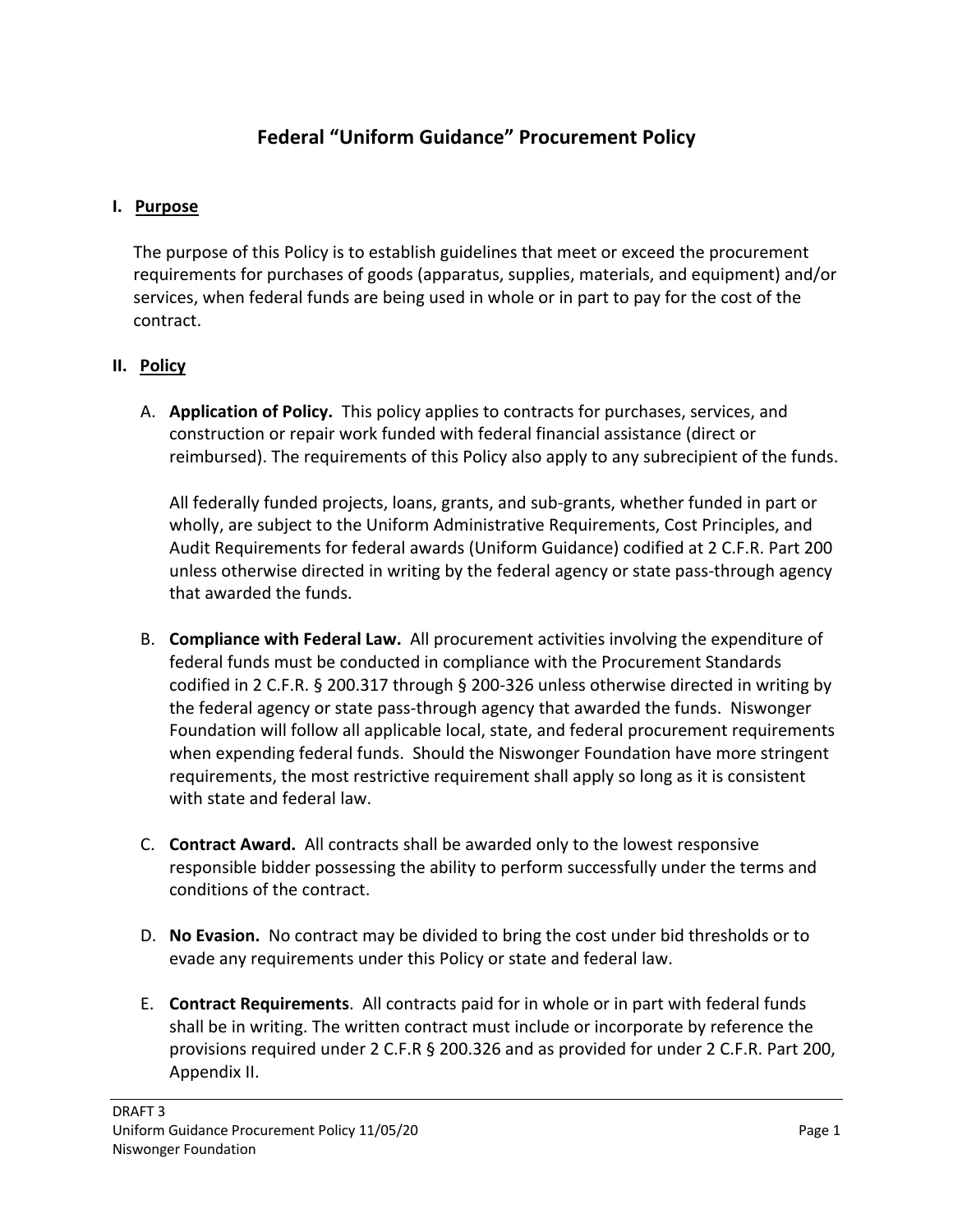# Federal "Uniform Guidance" Procurement Policy

## I. Purpose

The purpose of this Policy is to establish guidelines that meet or exceed the procurement requirements for purchases of goods (apparatus, supplies, materials, and equipment) and/or services, when federal funds are being used in whole or in part to pay for the cost of the contract.

## II. Policy

A. **Application of Policy.** This policy applies to contracts for purchases, services, and construction or repair work funded with federal financial assistance (direct or reimbursed). The requirements of this Policy also apply to any subrecipient of the funds.

All federally funded projects, loans, grants, and sub-grants, whether funded in part or wholly, are subject to the Uniform Administrative Requirements, Cost Principles, and Audit Requirements for federal awards (Uniform Guidance) codified at 2 C.F.R. Part 200 unless otherwise directed in writing by the federal agency or state pass-through agency that awarded the funds.

B. **Compliance with Federal Law.** All procurement activities involving the expenditure of federal funds must be conducted in compliance with the Procurement Standards codified in 2 C.F.R. § 200.317 through § 200-326 unless otherwise directed in writing by the federal agency or state pass-through agency that awarded the funds. Niswonger Foundation will follow all applicable local, state, and federal procurement requirements when expending federal funds. Should the Niswonger Foundation have more stringent requirements, the most restrictive requirement shall apply so long as it is consistent with state and federal law.

C. **Contract Award.** All contracts shall be awarded only to the lowest responsive responsible bidder possessing the ability to perform successfully under the terms and conditions of the contract.

D. **No Evasion.** No contract may be divided to bring the cost under bid thresholds or to evade any requirements under this Policy or state and federal law.

E. **Contract Requirements**. All contracts paid for in whole or in part with federal funds shall be in writing. The written contract must include or incorporate by reference the provisions required under 2 C.F.R § 200.326 and as provided for under 2 C.F.R. Part 200, Appendix II.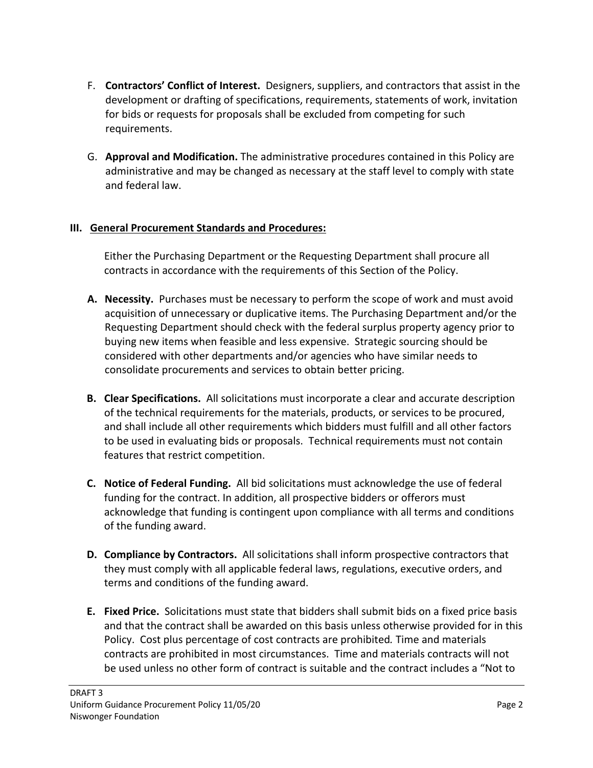F. **Contractors' Conflict of Interest.** Designers, suppliers, and contractors that assist in the development or drafting of specifications, requirements, statements of work, invitation for bids or requests for proposals shall be excluded from competing for such requirements.

G. **Approval and Modification.** The administrative procedures contained in this Policy are administrative and may be changed as necessary at the staff level to comply with state and federal law.

## III. General Procurement Standards and Procedures:

Either the Purchasing Department or the Requesting Department shall procure all contracts in accordance with the requirements of this Section of the Policy.

**A. Necessity.** Purchases must be necessary to perform the scope of work and must avoid acquisition of unnecessary or duplicative items. The Purchasing Department and/or the Requesting Department should check with the federal surplus property agency prior to buying new items when feasible and less expensive. Strategic sourcing should be considered with other departments and/or agencies who have similar needs to consolidate procurements and services to obtain better pricing.

**B. Clear Specifications.** All solicitations must incorporate a clear and accurate description of the technical requirements for the materials, products, or services to be procured, and shall include all other requirements which bidders must fulfill and all other factors to be used in evaluating bids or proposals. Technical requirements must not contain features that restrict competition.

**C. Notice of Federal Funding.** All bid solicitations must acknowledge the use of federal funding for the contract. In addition, all prospective bidders or offerors must acknowledge that funding is contingent upon compliance with all terms and conditions of the funding award.

**D. Compliance by Contractors.** All solicitations shall inform prospective contractors that they must comply with all applicable federal laws, regulations, executive orders, and terms and conditions of the funding award.

**E. Fixed Price.** Solicitations must state that bidders shall submit bids on a fixed price basis and that the contract shall be awarded on this basis unless otherwise provided for in this Policy. Cost plus percentage of cost contracts are prohibited. Time and materials contracts are prohibited in most circumstances. Time and materials contracts will not be used unless no other form of contract is suitable and the contract includes a "Not to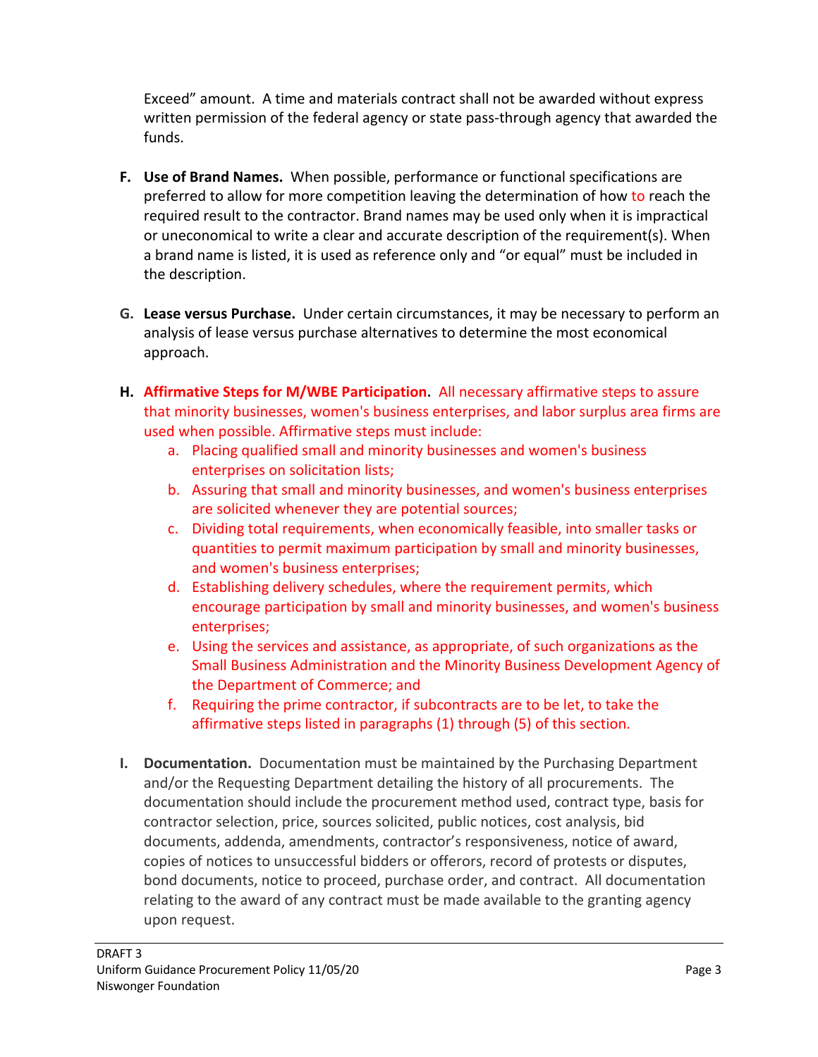Exceed" amount. A time and materials contract shall not be awarded without express written permission of the federal agency or state pass-through agency that awarded the funds.

F. **Use of Brand Names.** When possible, performance or functional specifications are preferred to allow for more competition leaving the determination of how to reach the required result to the contractor. Brand names may be used only when it is impractical or uneconomical to write a clear and accurate description of the requirement(s). When a brand name is listed, it is used as reference only and "or equal" must be included in the description.

G. **Lease versus Purchase.** Under certain circumstances, it may be necessary to perform an analysis of lease versus purchase alternatives to determine the most economical approach.

H. **Affirmative Steps for M/WBE Participation.** All necessary affirmative steps to assure that minority businesses, women's business enterprises, and labor surplus area firms are used when possible. Affirmative steps must include:
   a. Placing qualified small and minority businesses and women's business enterprises on solicitation lists;
   b. Assuring that small and minority businesses, and women's business enterprises are solicited whenever they are potential sources;
   c. Dividing total requirements, when economically feasible, into smaller tasks or quantities to permit maximum participation by small and minority businesses, and women's business enterprises;
   d. Establishing delivery schedules, where the requirement permits, which encourage participation by small and minority businesses, and women's business enterprises;
   e. Using the services and assistance, as appropriate, of such organizations as the Small Business Administration and the Minority Business Development Agency of the Department of Commerce; and
   f. Requiring the prime contractor, if subcontracts are to be let, to take the affirmative steps listed in paragraphs (1) through (5) of this section.

I. **Documentation.** Documentation must be maintained by the Purchasing Department and/or the Requesting Department detailing the history of all procurements. The documentation should include the procurement method used, contract type, basis for contractor selection, price, sources solicited, public notices, cost analysis, bid documents, addenda, amendments, contractor's responsiveness, notice of award, copies of notices to unsuccessful bidders or offerors, record of protests or disputes, bond documents, notice to proceed, purchase order, and contract. All documentation relating to the award of any contract must be made available to the granting agency upon request.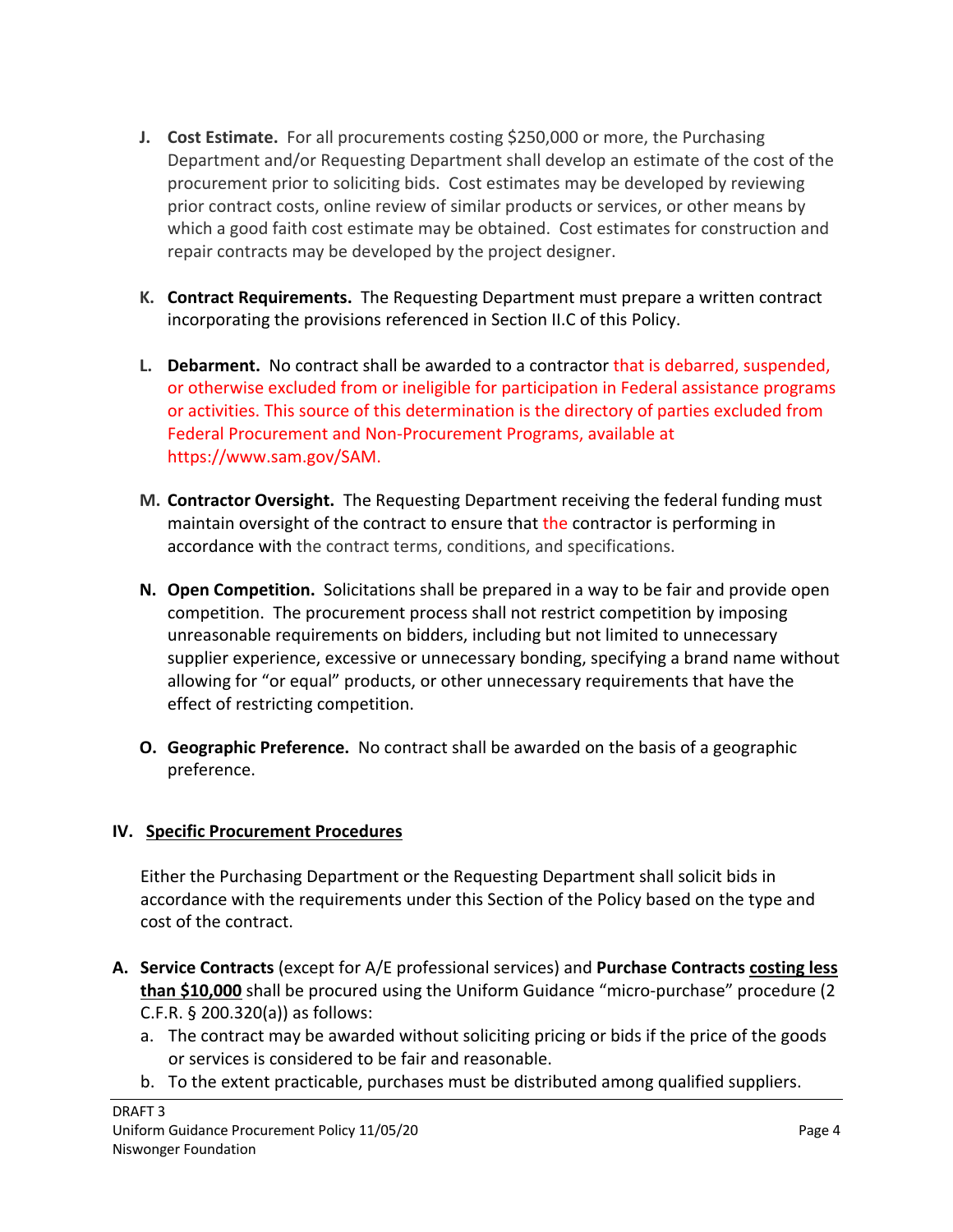J. **Cost Estimate.** For all procurements costing $250,000 or more, the Purchasing Department and/or Requesting Department shall develop an estimate of the cost of the procurement prior to soliciting bids. Cost estimates may be developed by reviewing prior contract costs, online review of similar products or services, or other means by which a good faith cost estimate may be obtained. Cost estimates for construction and repair contracts may be developed by the project designer.

K. **Contract Requirements.** The Requesting Department must prepare a written contract incorporating the provisions referenced in Section II.C of this Policy.

L. **Debarment.** No contract shall be awarded to a contractor that is debarred, suspended, or otherwise excluded from or ineligible for participation in Federal assistance programs or activities. This source of this determination is the directory of parties excluded from Federal Procurement and Non-Procurement Programs, available at https://www.sam.gov/SAM.

M. **Contractor Oversight.** The Requesting Department receiving the federal funding must maintain oversight of the contract to ensure that the contractor is performing in accordance with the contract terms, conditions, and specifications.

N. **Open Competition.** Solicitations shall be prepared in a way to be fair and provide open competition. The procurement process shall not restrict competition by imposing unreasonable requirements on bidders, including but not limited to unnecessary supplier experience, excessive or unnecessary bonding, specifying a brand name without allowing for "or equal" products, or other unnecessary requirements that have the effect of restricting competition.

O. **Geographic Preference.** No contract shall be awarded on the basis of a geographic preference.

## IV. Specific Procurement Procedures

Either the Purchasing Department or the Requesting Department shall solicit bids in accordance with the requirements under this Section of the Policy based on the type and cost of the contract.

A. **Service Contracts** (except for A/E professional services) and **Purchase Contracts** **costing less than $10,000** shall be procured using the Uniform Guidance "micro-purchase" procedure (2 C.F.R. § 200.320(a)) as follows:

a. The contract may be awarded without soliciting pricing or bids if the price of the goods or services is considered to be fair and reasonable.

b. To the extent practicable, purchases must be distributed among qualified suppliers.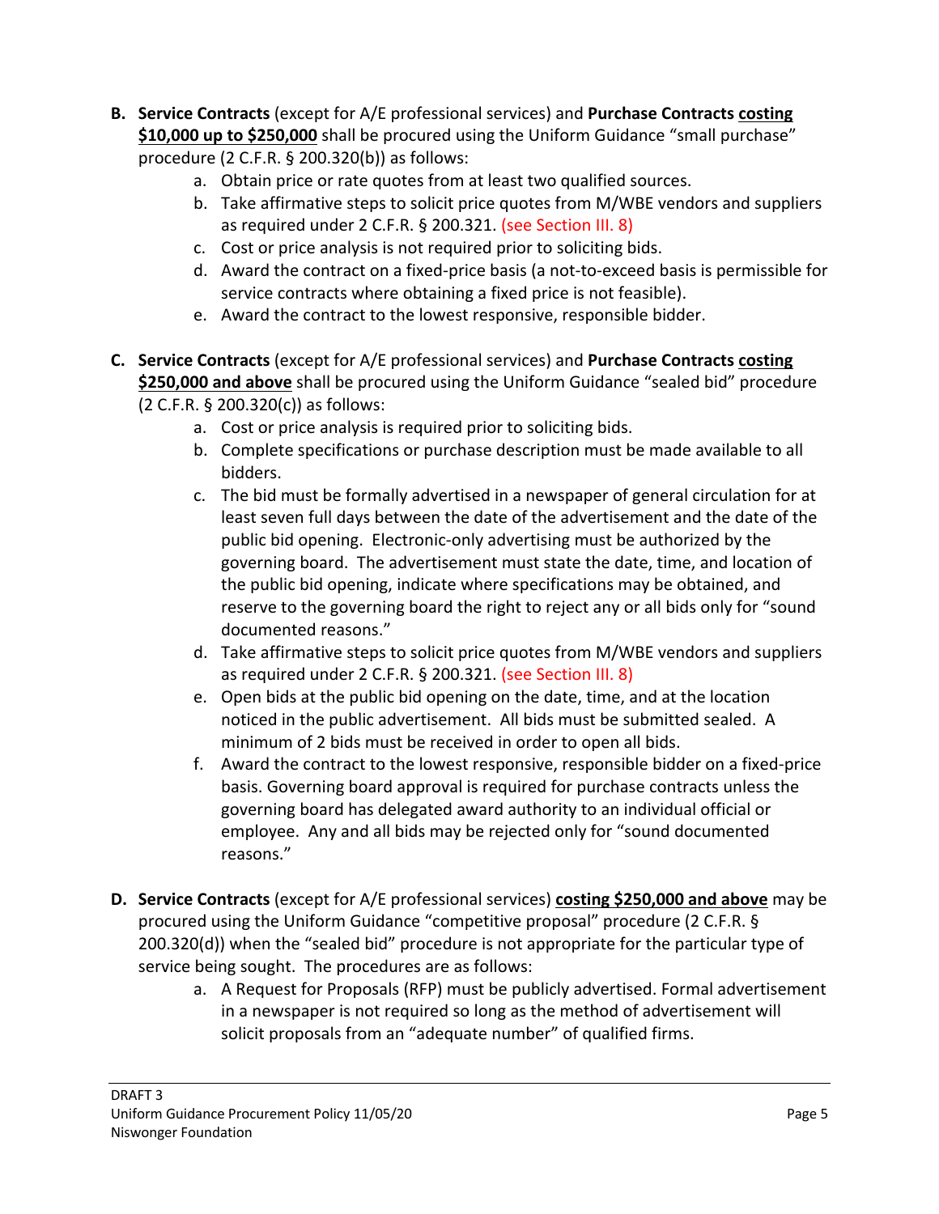**B.** **Service Contracts** (except for A/E professional services) and **Purchase Contracts** **<u>costing $10,000 up to $250,000</u>** shall be procured using the Uniform Guidance "small purchase" procedure (2 C.F.R. § 200.320(b)) as follows:

a. Obtain price or rate quotes from at least two qualified sources.
b. Take affirmative steps to solicit price quotes from M/WBE vendors and suppliers as required under 2 C.F.R. § 200.321. (see Section III. 8)
c. Cost or price analysis is not required prior to soliciting bids.
d. Award the contract on a fixed-price basis (a not-to-exceed basis is permissible for service contracts where obtaining a fixed price is not feasible).
e. Award the contract to the lowest responsive, responsible bidder.

**C.** **Service Contracts** (except for A/E professional services) and **Purchase Contracts** **<u>costing $250,000 and above</u>** shall be procured using the Uniform Guidance "sealed bid" procedure (2 C.F.R. § 200.320(c)) as follows:

a. Cost or price analysis is required prior to soliciting bids.
b. Complete specifications or purchase description must be made available to all bidders.
c. The bid must be formally advertised in a newspaper of general circulation for at least seven full days between the date of the advertisement and the date of the public bid opening. Electronic-only advertising must be authorized by the governing board. The advertisement must state the date, time, and location of the public bid opening, indicate where specifications may be obtained, and reserve to the governing board the right to reject any or all bids only for "sound documented reasons."
d. Take affirmative steps to solicit price quotes from M/WBE vendors and suppliers as required under 2 C.F.R. § 200.321. (see Section III. 8)
e. Open bids at the public bid opening on the date, time, and at the location noticed in the public advertisement. All bids must be submitted sealed. A minimum of 2 bids must be received in order to open all bids.
f. Award the contract to the lowest responsive, responsible bidder on a fixed-price basis. Governing board approval is required for purchase contracts unless the governing board has delegated award authority to an individual official or employee. Any and all bids may be rejected only for "sound documented reasons."

**D.** **Service Contracts** (except for A/E professional services) **<u>costing $250,000 and above</u>** may be procured using the Uniform Guidance "competitive proposal" procedure (2 C.F.R. § 200.320(d)) when the "sealed bid" procedure is not appropriate for the particular type of service being sought. The procedures are as follows:

a. A Request for Proposals (RFP) must be publicly advertised. Formal advertisement in a newspaper is not required so long as the method of advertisement will solicit proposals from an "adequate number" of qualified firms.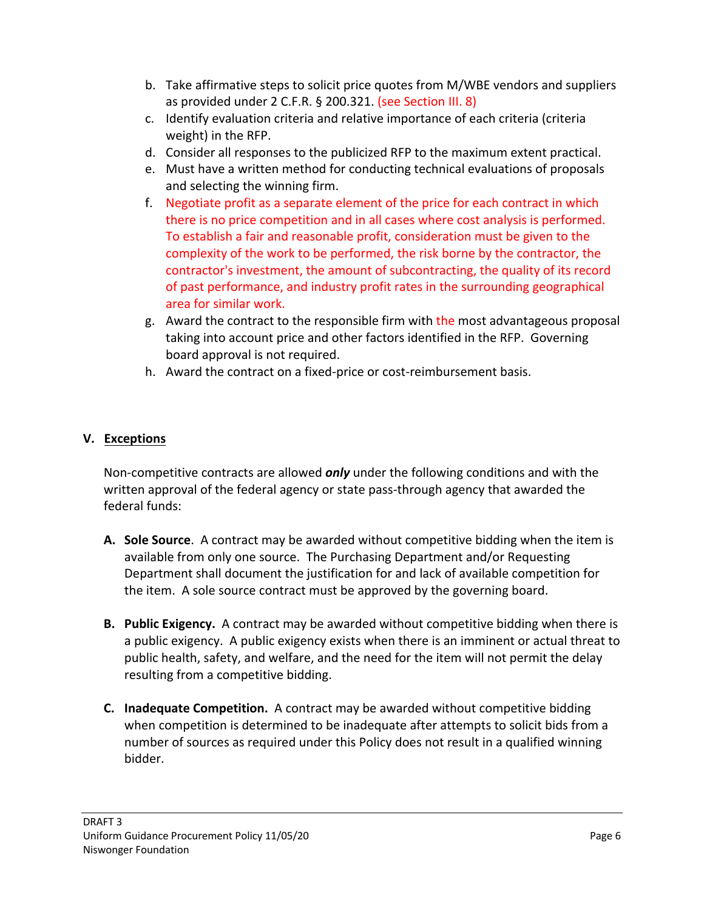b. Take affirmative steps to solicit price quotes from M/WBE vendors and suppliers as provided under 2 C.F.R. § 200.321. (see Section III. 8)
c. Identify evaluation criteria and relative importance of each criteria (criteria weight) in the RFP.
d. Consider all responses to the publicized RFP to the maximum extent practical.
e. Must have a written method for conducting technical evaluations of proposals and selecting the winning firm.
f. Negotiate profit as a separate element of the price for each contract in which there is no price competition and in all cases where cost analysis is performed. To establish a fair and reasonable profit, consideration must be given to the complexity of the work to be performed, the risk borne by the contractor, the contractor's investment, the amount of subcontracting, the quality of its record of past performance, and industry profit rates in the surrounding geographical area for similar work.
g. Award the contract to the responsible firm with the most advantageous proposal taking into account price and other factors identified in the RFP. Governing board approval is not required.
h. Award the contract on a fixed-price or cost-reimbursement basis.

## V. Exceptions

Non-competitive contracts are allowed ***only*** under the following conditions and with the written approval of the federal agency or state pass-through agency that awarded the federal funds:

**A. Sole Source**. A contract may be awarded without competitive bidding when the item is available from only one source. The Purchasing Department and/or Requesting Department shall document the justification for and lack of available competition for the item. A sole source contract must be approved by the governing board.

**B. Public Exigency.** A contract may be awarded without competitive bidding when there is a public exigency. A public exigency exists when there is an imminent or actual threat to public health, safety, and welfare, and the need for the item will not permit the delay resulting from a competitive bidding.

**C. Inadequate Competition.** A contract may be awarded without competitive bidding when competition is determined to be inadequate after attempts to solicit bids from a number of sources as required under this Policy does not result in a qualified winning bidder.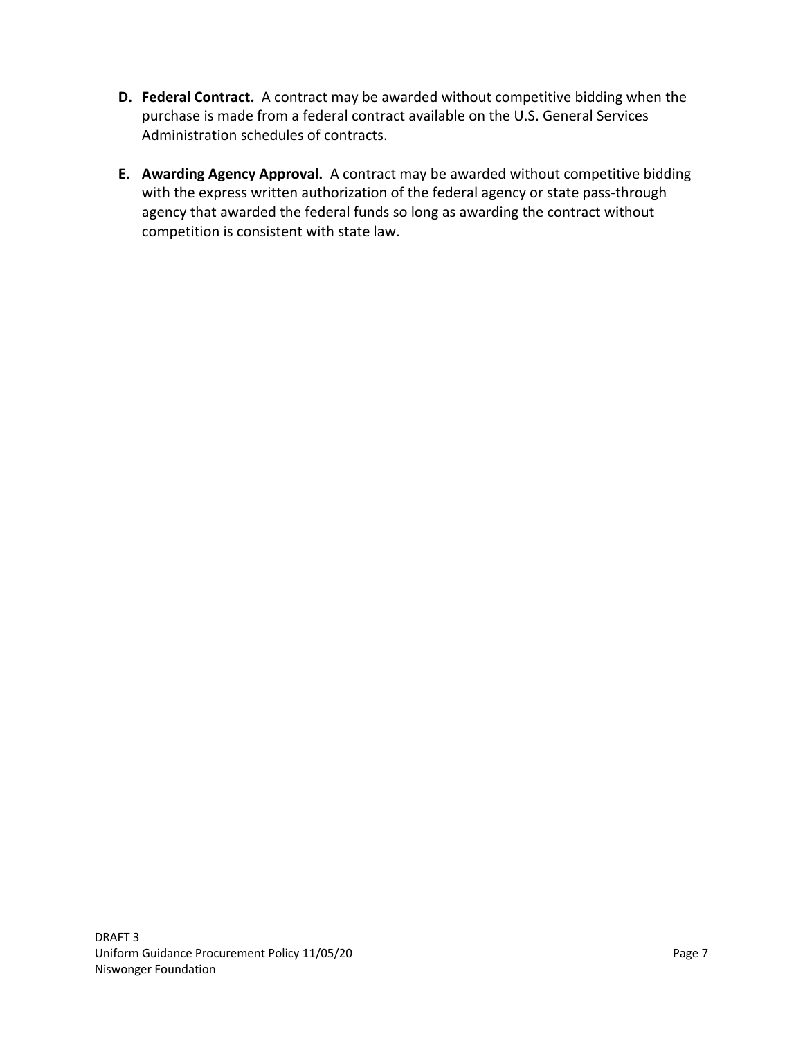D. **Federal Contract.** A contract may be awarded without competitive bidding when the purchase is made from a federal contract available on the U.S. General Services Administration schedules of contracts.

E. **Awarding Agency Approval.** A contract may be awarded without competitive bidding with the express written authorization of the federal agency or state pass-through agency that awarded the federal funds so long as awarding the contract without competition is consistent with state law.